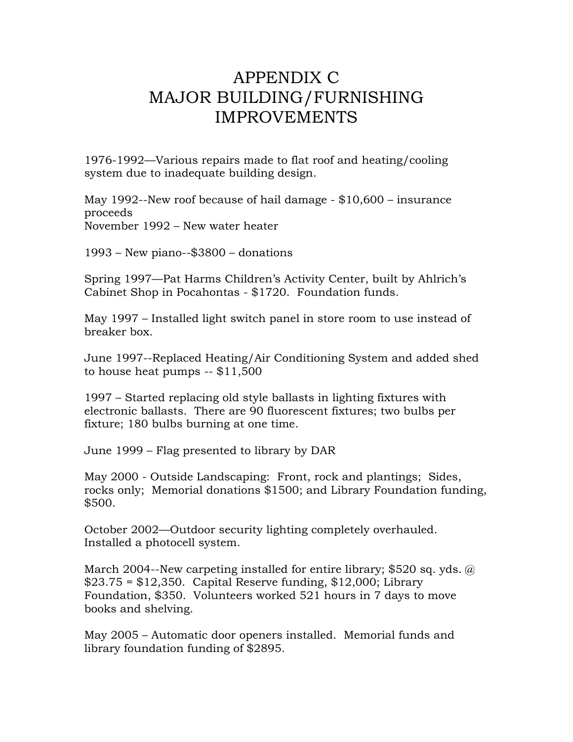# APPENDIX C
# MAJOR BUILDING/FURNISHING IMPROVEMENTS

1976-1992—Various repairs made to flat roof and heating/cooling system due to inadequate building design.

May 1992--New roof because of hail damage - $10,600 – insurance proceeds
November 1992 – New water heater

1993 – New piano--$3800 – donations

Spring 1997—Pat Harms Children's Activity Center, built by Ahlrich's Cabinet Shop in Pocahontas - $1720. Foundation funds.

May 1997 – Installed light switch panel in store room to use instead of breaker box.

June 1997--Replaced Heating/Air Conditioning System and added shed to house heat pumps -- $11,500

1997 – Started replacing old style ballasts in lighting fixtures with electronic ballasts. There are 90 fluorescent fixtures; two bulbs per fixture; 180 bulbs burning at one time.

June 1999 – Flag presented to library by DAR

May 2000 - Outside Landscaping: Front, rock and plantings; Sides, rocks only; Memorial donations $1500; and Library Foundation funding, $500.

October 2002—Outdoor security lighting completely overhauled. Installed a photocell system.

March 2004--New carpeting installed for entire library; $520 sq. yds. @ $23.75 = $12,350. Capital Reserve funding, $12,000; Library Foundation, $350. Volunteers worked 521 hours in 7 days to move books and shelving.

May 2005 – Automatic door openers installed. Memorial funds and library foundation funding of $2895.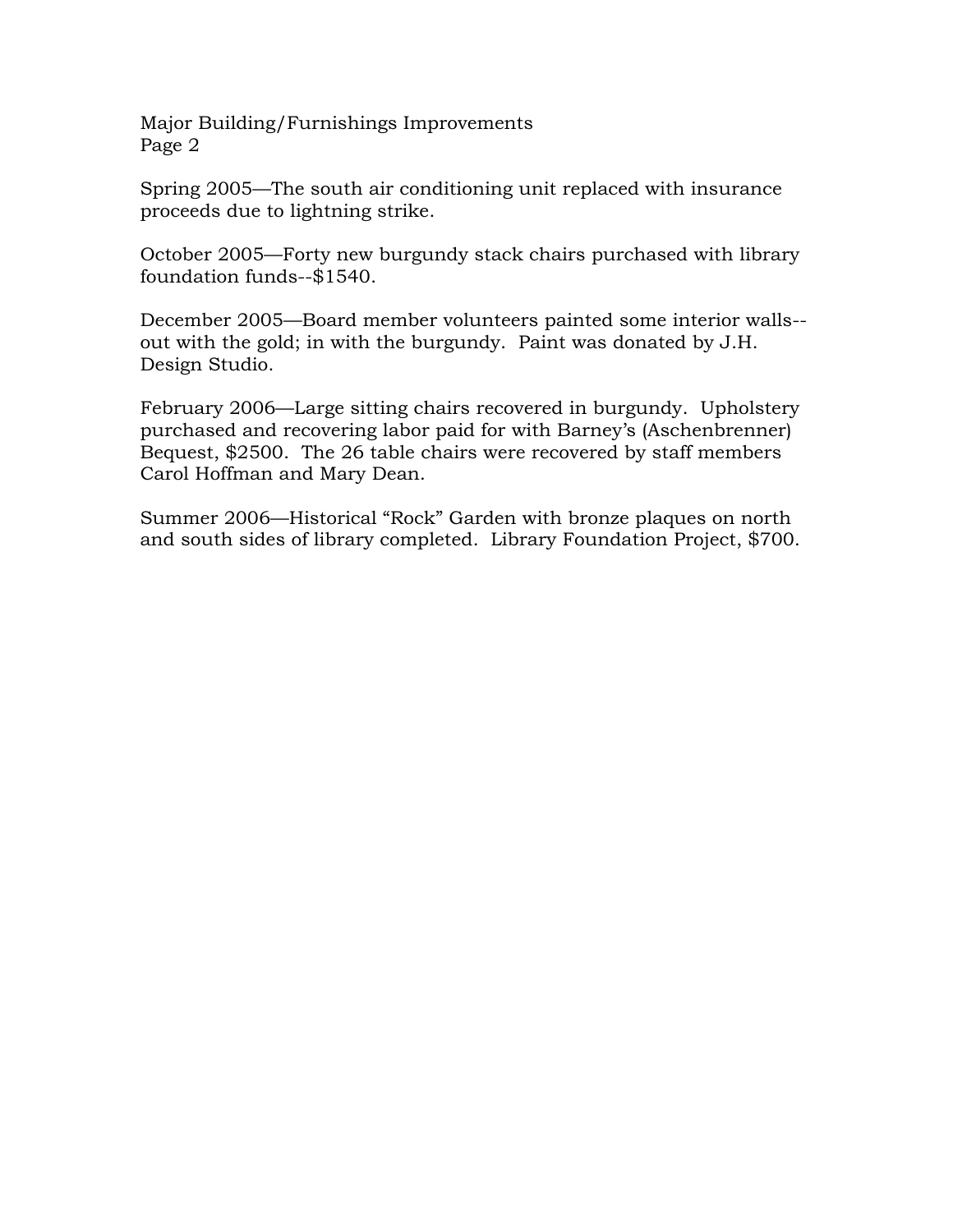Spring 2005—The south air conditioning unit replaced with insurance proceeds due to lightning strike.

October 2005—Forty new burgundy stack chairs purchased with library foundation funds--$1540.

December 2005—Board member volunteers painted some interior walls--out with the gold; in with the burgundy. Paint was donated by J.H. Design Studio.

February 2006—Large sitting chairs recovered in burgundy. Upholstery purchased and recovering labor paid for with Barney's (Aschenbrenner) Bequest, $2500. The 26 table chairs were recovered by staff members Carol Hoffman and Mary Dean.

Summer 2006—Historical "Rock" Garden with bronze plaques on north and south sides of library completed. Library Foundation Project, $700.